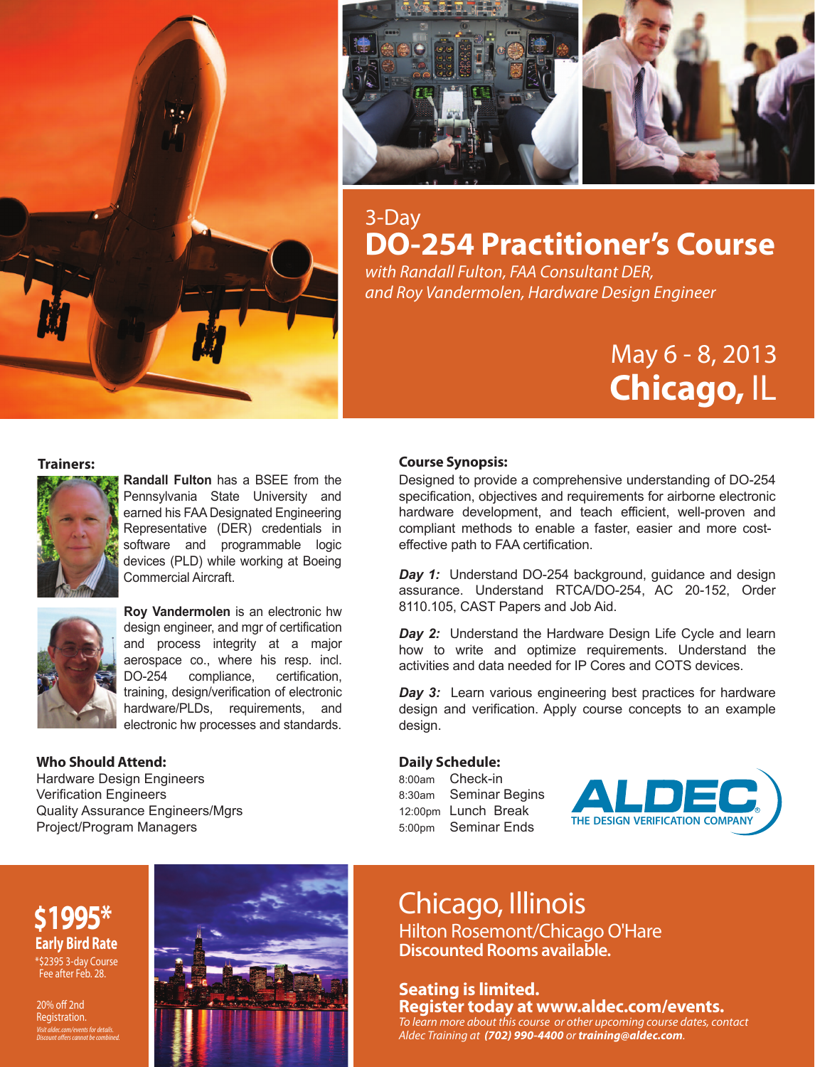3-Day

# DO-254 Practitioner's Course

*with Randall Fulton, FAA Consultant DER, and Roy Vandermolen, Hardware Design Engineer*

May 6 - 8, 2013

**Chicago,** IL

### Trainers:

**Randall Fulton** has a BSEE from the Pennsylvania State University and earned his FAA Designated Engineering Representative (DER) credentials in software and programmable logic devices (PLD) while working at Boeing Commercial Aircraft.

**Roy Vandermolen** is an electronic hw design engineer, and mgr of certification and process integrity at a major aerospace co., where his resp. incl. DO-254 compliance, certification, training, design/verification of electronic hardware/PLDs, requirements, and electronic hw processes and standards.

### Who Should Attend:

Hardware Design Engineers
Verification Engineers
Quality Assurance Engineers/Mgrs
Project/Program Managers

### Course Synopsis:

Designed to provide a comprehensive understanding of DO-254 specification, objectives and requirements for airborne electronic hardware development, and teach efficient, well-proven and compliant methods to enable a faster, easier and more cost-effective path to FAA certification.

***Day 1:*** Understand DO-254 background, guidance and design assurance. Understand RTCA/DO-254, AC 20-152, Order 8110.105, CAST Papers and Job Aid.

***Day 2:*** Understand the Hardware Design Life Cycle and learn how to write and optimize requirements. Understand the activities and data needed for IP Cores and COTS devices.

***Day 3:*** Learn various engineering best practices for hardware design and verification. Apply course concepts to an example design.

### Daily Schedule:

| | |
|---|---|
| 8:00am | Check-in |
| 8:30am | Seminar Begins |
| 12:00pm | Lunch Break |
| 5:00pm | Seminar Ends |

ALDEC® THE DESIGN VERIFICATION COMPANY

**$1995\***
**Early Bird Rate**
\*$2395 3-day Course Fee after Feb. 28.

20% off 2nd Registration.

*Visit aldec.com/events for details. Discount offers cannot be combined.*

## Chicago, Illinois

Hilton Rosemont/Chicago O'Hare
**Discounted Rooms available.**

**Seating is limited.**
**Register today at www.aldec.com/events.**
*To learn more about this course or other upcoming course dates, contact Aldec Training at **(702) 990-4400** or **training@aldec.com**.*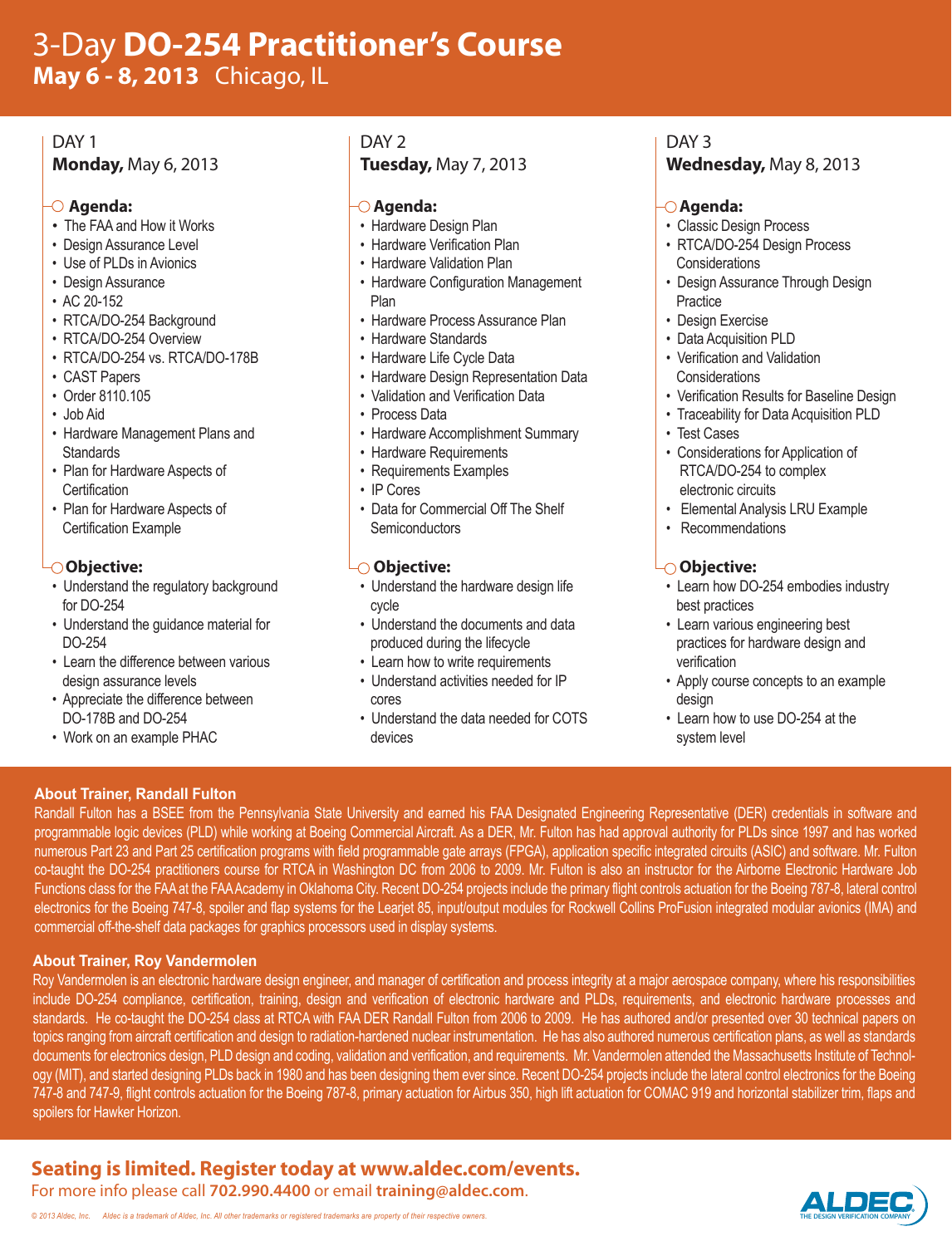# 3-Day **DO-254 Practitioner's Course**

**May 6 - 8, 2013** Chicago, IL

## DAY 1
### **Monday,** May 6, 2013

**Agenda:**

- The FAA and How it Works
- Design Assurance Level
- Use of PLDs in Avionics
- Design Assurance
- AC 20-152
- RTCA/DO-254 Background
- RTCA/DO-254 Overview
- RTCA/DO-254 vs. RTCA/DO-178B
- CAST Papers
- Order 8110.105
- Job Aid
- Hardware Management Plans and Standards
- Plan for Hardware Aspects of Certification
- Plan for Hardware Aspects of Certification Example

**Objective:**

- Understand the regulatory background for DO-254
- Understand the guidance material for DO-254
- Learn the difference between various design assurance levels
- Appreciate the difference between DO-178B and DO-254
- Work on an example PHAC

## DAY 2
### **Tuesday,** May 7, 2013

**Agenda:**

- Hardware Design Plan
- Hardware Verification Plan
- Hardware Validation Plan
- Hardware Configuration Management Plan
- Hardware Process Assurance Plan
- Hardware Standards
- Hardware Life Cycle Data
- Hardware Design Representation Data
- Validation and Verification Data
- Process Data
- Hardware Accomplishment Summary
- Hardware Requirements
- Requirements Examples
- IP Cores
- Data for Commercial Off The Shelf Semiconductors

**Objective:**

- Understand the hardware design life cycle
- Understand the documents and data produced during the lifecycle
- Learn how to write requirements
- Understand activities needed for IP cores
- Understand the data needed for COTS devices

## DAY 3
### **Wednesday,** May 8, 2013

**Agenda:**

- Classic Design Process
- RTCA/DO-254 Design Process Considerations
- Design Assurance Through Design Practice
- Design Exercise
- Data Acquisition PLD
- Verification and Validation Considerations
- Verification Results for Baseline Design
- Traceability for Data Acquisition PLD
- Test Cases
- Considerations for Application of RTCA/DO-254 to complex electronic circuits
- Elemental Analysis LRU Example
- Recommendations

**Objective:**

- Learn how DO-254 embodies industry best practices
- Learn various engineering best practices for hardware design and verification
- Apply course concepts to an example design
- Learn how to use DO-254 at the system level

### About Trainer, Randall Fulton

Randall Fulton has a BSEE from the Pennsylvania State University and earned his FAA Designated Engineering Representative (DER) credentials in software and programmable logic devices (PLD) while working at Boeing Commercial Aircraft. As a DER, Mr. Fulton has had approval authority for PLDs since 1997 and has worked numerous Part 23 and Part 25 certification programs with field programmable gate arrays (FPGA), application specific integrated circuits (ASIC) and software. Mr. Fulton co-taught the DO-254 practitioners course for RTCA in Washington DC from 2006 to 2009. Mr. Fulton is also an instructor for the Airborne Electronic Hardware Job Functions class for the FAA at the FAA Academy in Oklahoma City. Recent DO-254 projects include the primary flight controls actuation for the Boeing 787-8, lateral control electronics for the Boeing 747-8, spoiler and flap systems for the Learjet 85, input/output modules for Rockwell Collins ProFusion integrated modular avionics (IMA) and commercial off-the-shelf data packages for graphics processors used in display systems.

### About Trainer, Roy Vandermolen

Roy Vandermolen is an electronic hardware design engineer, and manager of certification and process integrity at a major aerospace company, where his responsibilities include DO-254 compliance, certification, training, design and verification of electronic hardware and PLDs, requirements, and electronic hardware processes and standards. He co-taught the DO-254 class at RTCA with FAA DER Randall Fulton from 2006 to 2009. He has authored and/or presented over 30 technical papers on topics ranging from aircraft certification and design to radiation-hardened nuclear instrumentation. He has also authored numerous certification plans, as well as standards documents for electronics design, PLD design and coding, validation and verification, and requirements. Mr. Vandermolen attended the Massachusetts Institute of Technology (MIT), and started designing PLDs back in 1980 and has been designing them ever since. Recent DO-254 projects include the lateral control electronics for the Boeing 747-8 and 747-9, flight controls actuation for the Boeing 787-8, primary actuation for Airbus 350, high lift actuation for COMAC 919 and horizontal stabilizer trim, flaps and spoilers for Hawker Horizon.

**Seating is limited. Register today at www.aldec.com/events.**

For more info please call **702.990.4400** or email **training@aldec.com**.

ALDEC — THE DESIGN VERIFICATION COMPANY

*© 2013 Aldec, Inc. Aldec is a trademark of Aldec, Inc. All other trademarks or registered trademarks are property of their respective owners.*